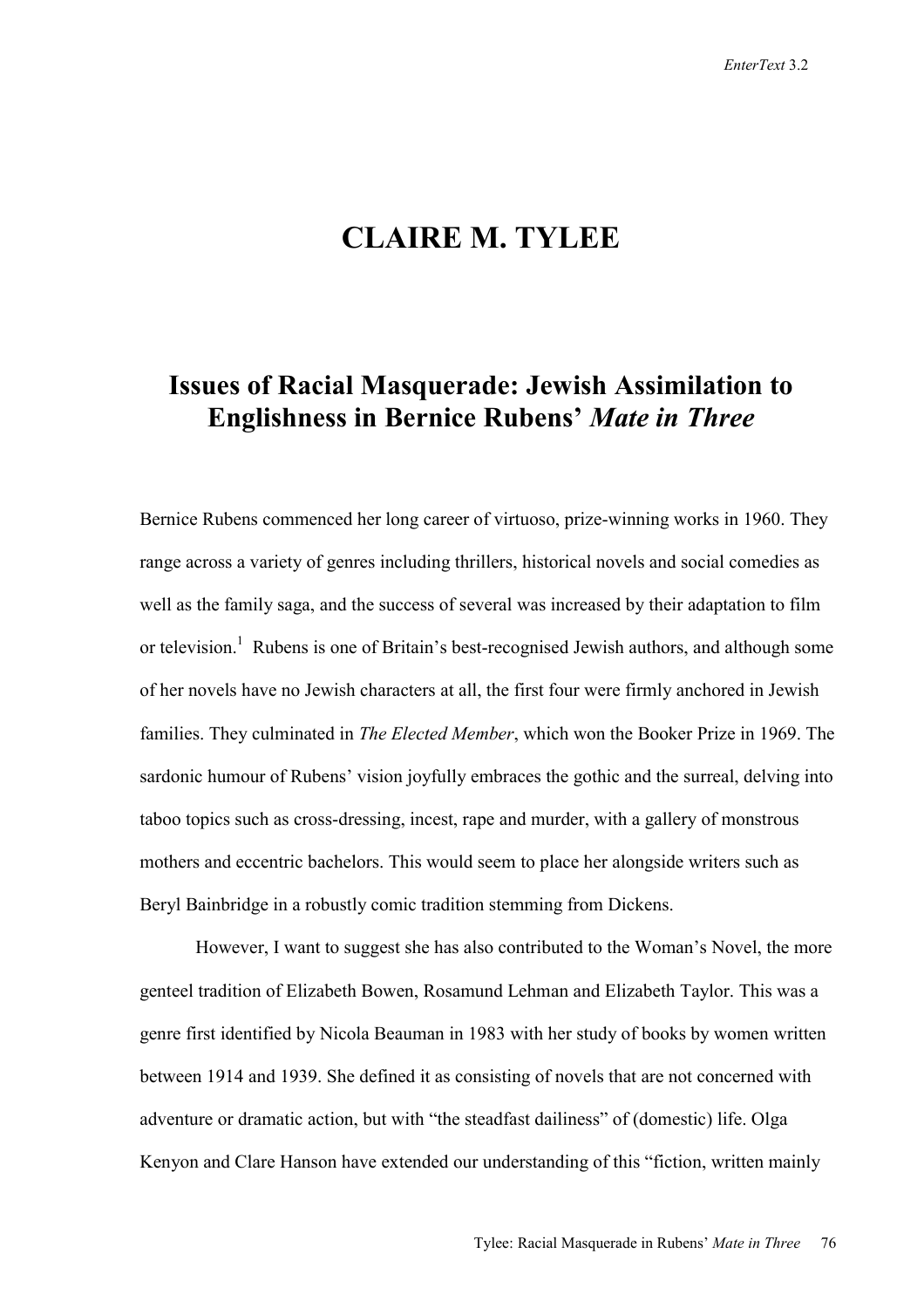# CLAIRE M. TYLEE

## Issues of Racial Masquerade: Jewish Assimilation to Englishness in Bernice Rubens' *Mate in Three*

Bernice Rubens commenced her long career of virtuoso, prize-winning works in 1960. They range across a variety of genres including thrillers, historical novels and social comedies as well as the family saga, and the success of several was increased by their adaptation to film or television.[1] Rubens is one of Britain's best-recognised Jewish authors, and although some of her novels have no Jewish characters at all, the first four were firmly anchored in Jewish families. They culminated in *The Elected Member*, which won the Booker Prize in 1969. The sardonic humour of Rubens' vision joyfully embraces the gothic and the surreal, delving into taboo topics such as cross-dressing, incest, rape and murder, with a gallery of monstrous mothers and eccentric bachelors. This would seem to place her alongside writers such as Beryl Bainbridge in a robustly comic tradition stemming from Dickens.

However, I want to suggest she has also contributed to the Woman's Novel, the more genteel tradition of Elizabeth Bowen, Rosamund Lehman and Elizabeth Taylor. This was a genre first identified by Nicola Beauman in 1983 with her study of books by women written between 1914 and 1939. She defined it as consisting of novels that are not concerned with adventure or dramatic action, but with "the steadfast dailiness" of (domestic) life. Olga Kenyon and Clare Hanson have extended our understanding of this "fiction, written mainly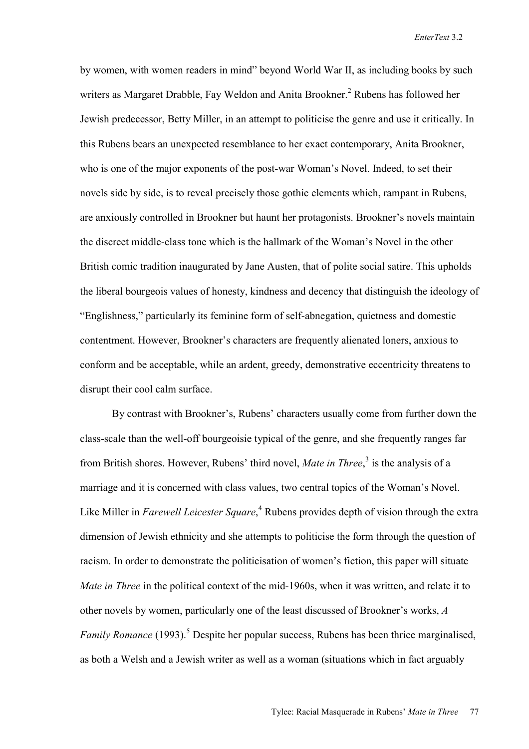by women, with women readers in mind" beyond World War II, as including books by such writers as Margaret Drabble, Fay Weldon and Anita Brookner.[2] Rubens has followed her Jewish predecessor, Betty Miller, in an attempt to politicise the genre and use it critically. In this Rubens bears an unexpected resemblance to her exact contemporary, Anita Brookner, who is one of the major exponents of the post-war Woman's Novel. Indeed, to set their novels side by side, is to reveal precisely those gothic elements which, rampant in Rubens, are anxiously controlled in Brookner but haunt her protagonists. Brookner's novels maintain the discreet middle-class tone which is the hallmark of the Woman's Novel in the other British comic tradition inaugurated by Jane Austen, that of polite social satire. This upholds the liberal bourgeois values of honesty, kindness and decency that distinguish the ideology of "Englishness," particularly its feminine form of self-abnegation, quietness and domestic contentment. However, Brookner's characters are frequently alienated loners, anxious to conform and be acceptable, while an ardent, greedy, demonstrative eccentricity threatens to disrupt their cool calm surface.

By contrast with Brookner's, Rubens' characters usually come from further down the class-scale than the well-off bourgeoisie typical of the genre, and she frequently ranges far from British shores. However, Rubens' third novel, *Mate in Three*,[3] is the analysis of a marriage and it is concerned with class values, two central topics of the Woman's Novel. Like Miller in *Farewell Leicester Square*,[4] Rubens provides depth of vision through the extra dimension of Jewish ethnicity and she attempts to politicise the form through the question of racism. In order to demonstrate the politicisation of women's fiction, this paper will situate *Mate in Three* in the political context of the mid-1960s, when it was written, and relate it to other novels by women, particularly one of the least discussed of Brookner's works, *A Family Romance* (1993).[5] Despite her popular success, Rubens has been thrice marginalised, as both a Welsh and a Jewish writer as well as a woman (situations which in fact arguably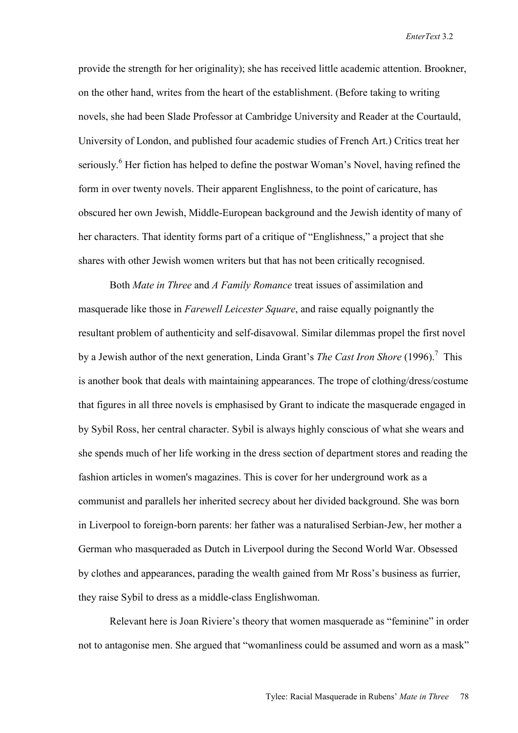provide the strength for her originality); she has received little academic attention. Brookner, on the other hand, writes from the heart of the establishment. (Before taking to writing novels, she had been Slade Professor at Cambridge University and Reader at the Courtauld, University of London, and published four academic studies of French Art.) Critics treat her seriously.[6] Her fiction has helped to define the postwar Woman's Novel, having refined the form in over twenty novels. Their apparent Englishness, to the point of caricature, has obscured her own Jewish, Middle-European background and the Jewish identity of many of her characters. That identity forms part of a critique of "Englishness," a project that she shares with other Jewish women writers but that has not been critically recognised.

Both *Mate in Three* and *A Family Romance* treat issues of assimilation and masquerade like those in *Farewell Leicester Square*, and raise equally poignantly the resultant problem of authenticity and self-disavowal. Similar dilemmas propel the first novel by a Jewish author of the next generation, Linda Grant's *The Cast Iron Shore* (1996).[7] This is another book that deals with maintaining appearances. The trope of clothing/dress/costume that figures in all three novels is emphasised by Grant to indicate the masquerade engaged in by Sybil Ross, her central character. Sybil is always highly conscious of what she wears and she spends much of her life working in the dress section of department stores and reading the fashion articles in women's magazines. This is cover for her underground work as a communist and parallels her inherited secrecy about her divided background. She was born in Liverpool to foreign-born parents: her father was a naturalised Serbian-Jew, her mother a German who masqueraded as Dutch in Liverpool during the Second World War. Obsessed by clothes and appearances, parading the wealth gained from Mr Ross's business as furrier, they raise Sybil to dress as a middle-class Englishwoman.

Relevant here is Joan Riviere's theory that women masquerade as "feminine" in order not to antagonise men. She argued that "womanliness could be assumed and worn as a mask"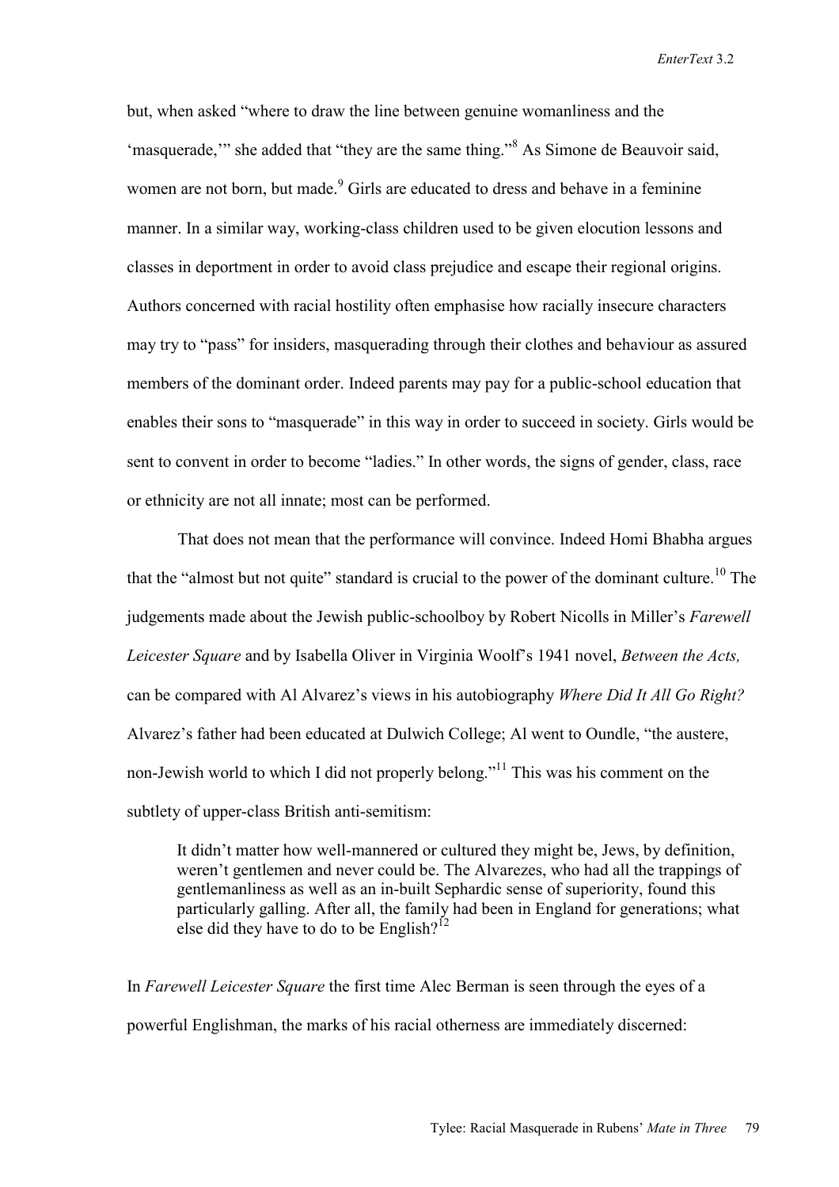but, when asked "where to draw the line between genuine womanliness and the 'masquerade,'" she added that "they are the same thing."[8] As Simone de Beauvoir said, women are not born, but made.[9] Girls are educated to dress and behave in a feminine manner. In a similar way, working-class children used to be given elocution lessons and classes in deportment in order to avoid class prejudice and escape their regional origins. Authors concerned with racial hostility often emphasise how racially insecure characters may try to "pass" for insiders, masquerading through their clothes and behaviour as assured members of the dominant order. Indeed parents may pay for a public-school education that enables their sons to "masquerade" in this way in order to succeed in society. Girls would be sent to convent in order to become "ladies." In other words, the signs of gender, class, race or ethnicity are not all innate; most can be performed.

That does not mean that the performance will convince. Indeed Homi Bhabha argues that the "almost but not quite" standard is crucial to the power of the dominant culture.[10] The judgements made about the Jewish public-schoolboy by Robert Nicolls in Miller's *Farewell Leicester Square* and by Isabella Oliver in Virginia Woolf's 1941 novel, *Between the Acts,* can be compared with Al Alvarez's views in his autobiography *Where Did It All Go Right?* Alvarez's father had been educated at Dulwich College; Al went to Oundle, "the austere, non-Jewish world to which I did not properly belong."[11] This was his comment on the subtlety of upper-class British anti-semitism:

> It didn't matter how well-mannered or cultured they might be, Jews, by definition, weren't gentlemen and never could be. The Alvarezes, who had all the trappings of gentlemanliness as well as an in-built Sephardic sense of superiority, found this particularly galling. After all, the family had been in England for generations; what else did they have to do to be English?[12]

In *Farewell Leicester Square* the first time Alec Berman is seen through the eyes of a powerful Englishman, the marks of his racial otherness are immediately discerned: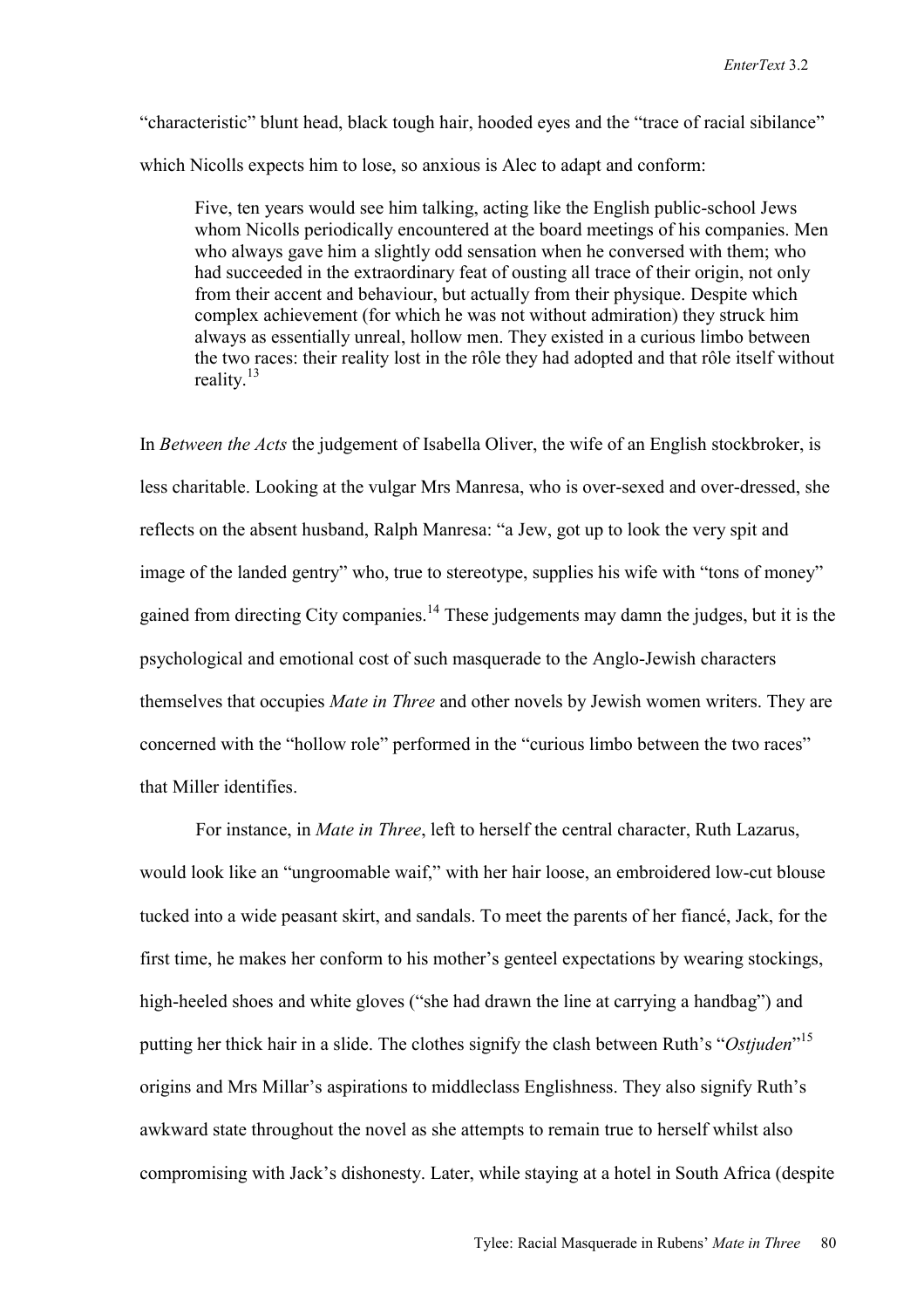"characteristic" blunt head, black tough hair, hooded eyes and the "trace of racial sibilance" which Nicolls expects him to lose, so anxious is Alec to adapt and conform:

> Five, ten years would see him talking, acting like the English public-school Jews whom Nicolls periodically encountered at the board meetings of his companies. Men who always gave him a slightly odd sensation when he conversed with them; who had succeeded in the extraordinary feat of ousting all trace of their origin, not only from their accent and behaviour, but actually from their physique. Despite which complex achievement (for which he was not without admiration) they struck him always as essentially unreal, hollow men. They existed in a curious limbo between the two races: their reality lost in the rôle they had adopted and that rôle itself without reality.[13]

In *Between the Acts* the judgement of Isabella Oliver, the wife of an English stockbroker, is less charitable. Looking at the vulgar Mrs Manresa, who is over-sexed and over-dressed, she reflects on the absent husband, Ralph Manresa: "a Jew, got up to look the very spit and image of the landed gentry" who, true to stereotype, supplies his wife with "tons of money" gained from directing City companies.[14] These judgements may damn the judges, but it is the psychological and emotional cost of such masquerade to the Anglo-Jewish characters themselves that occupies *Mate in Three* and other novels by Jewish women writers. They are concerned with the "hollow role" performed in the "curious limbo between the two races" that Miller identifies.

For instance, in *Mate in Three*, left to herself the central character, Ruth Lazarus, would look like an "ungroomable waif," with her hair loose, an embroidered low-cut blouse tucked into a wide peasant skirt, and sandals. To meet the parents of her fiancé, Jack, for the first time, he makes her conform to his mother's genteel expectations by wearing stockings, high-heeled shoes and white gloves ("she had drawn the line at carrying a handbag") and putting her thick hair in a slide. The clothes signify the clash between Ruth's "*Ostjuden*"[15] origins and Mrs Millar's aspirations to middleclass Englishness. They also signify Ruth's awkward state throughout the novel as she attempts to remain true to herself whilst also compromising with Jack's dishonesty. Later, while staying at a hotel in South Africa (despite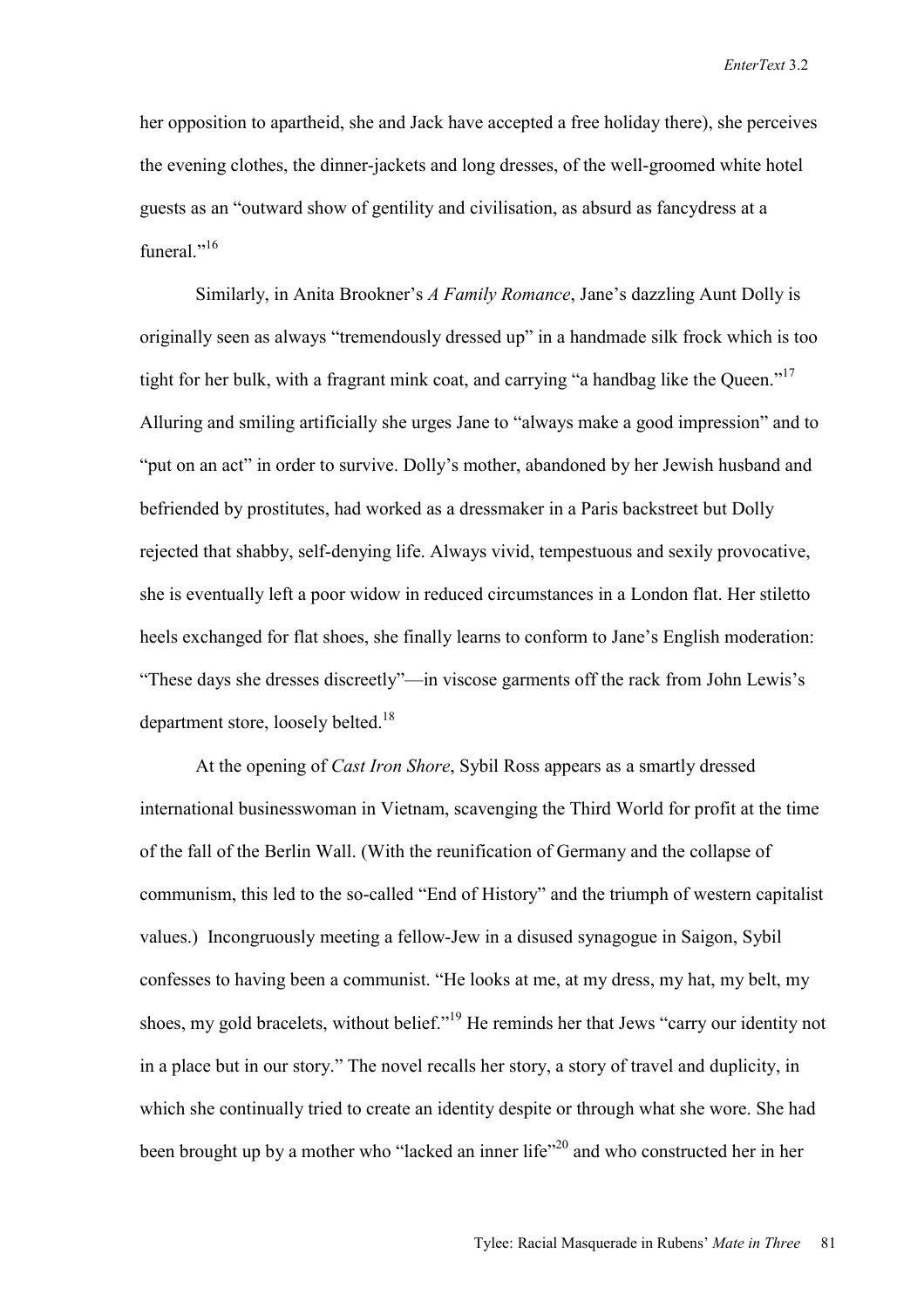her opposition to apartheid, she and Jack have accepted a free holiday there), she perceives the evening clothes, the dinner-jackets and long dresses, of the well-groomed white hotel guests as an "outward show of gentility and civilisation, as absurd as fancydress at a funeral."[16]

Similarly, in Anita Brookner's *A Family Romance*, Jane's dazzling Aunt Dolly is originally seen as always "tremendously dressed up" in a handmade silk frock which is too tight for her bulk, with a fragrant mink coat, and carrying "a handbag like the Queen."[17] Alluring and smiling artificially she urges Jane to "always make a good impression" and to "put on an act" in order to survive. Dolly's mother, abandoned by her Jewish husband and befriended by prostitutes, had worked as a dressmaker in a Paris backstreet but Dolly rejected that shabby, self-denying life. Always vivid, tempestuous and sexily provocative, she is eventually left a poor widow in reduced circumstances in a London flat. Her stiletto heels exchanged for flat shoes, she finally learns to conform to Jane's English moderation: "These days she dresses discreetly"—in viscose garments off the rack from John Lewis's department store, loosely belted.[18]

At the opening of *Cast Iron Shore*, Sybil Ross appears as a smartly dressed international businesswoman in Vietnam, scavenging the Third World for profit at the time of the fall of the Berlin Wall. (With the reunification of Germany and the collapse of communism, this led to the so-called "End of History" and the triumph of western capitalist values.) Incongruously meeting a fellow-Jew in a disused synagogue in Saigon, Sybil confesses to having been a communist. "He looks at me, at my dress, my hat, my belt, my shoes, my gold bracelets, without belief."[19] He reminds her that Jews "carry our identity not in a place but in our story." The novel recalls her story, a story of travel and duplicity, in which she continually tried to create an identity despite or through what she wore. She had been brought up by a mother who "lacked an inner life"[20] and who constructed her in her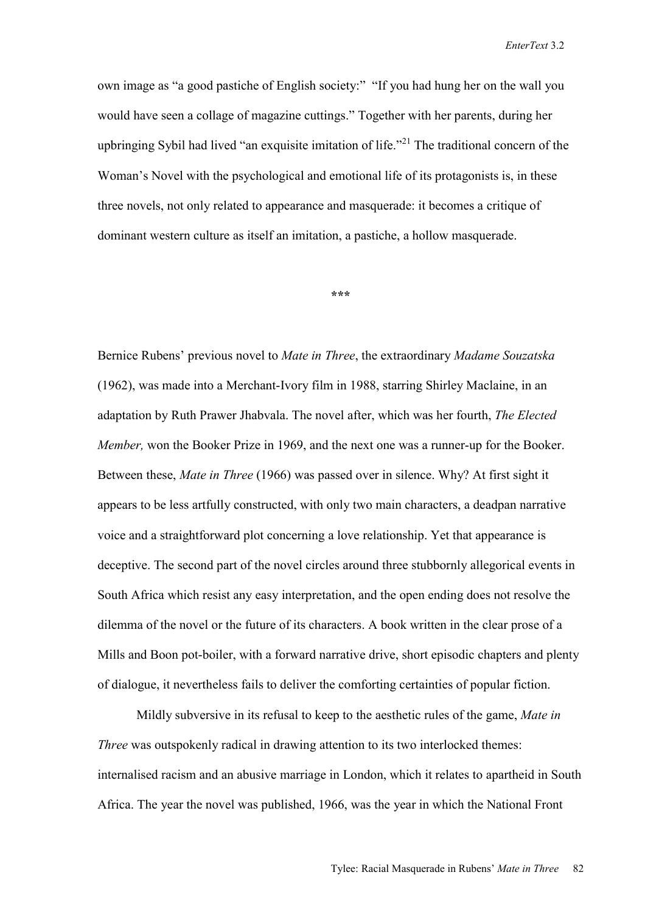own image as "a good pastiche of English society:" "If you had hung her on the wall you would have seen a collage of magazine cuttings." Together with her parents, during her upbringing Sybil had lived "an exquisite imitation of life."[21] The traditional concern of the Woman's Novel with the psychological and emotional life of its protagonists is, in these three novels, not only related to appearance and masquerade: it becomes a critique of dominant western culture as itself an imitation, a pastiche, a hollow masquerade.

***

Bernice Rubens' previous novel to *Mate in Three*, the extraordinary *Madame Souzatska* (1962), was made into a Merchant-Ivory film in 1988, starring Shirley Maclaine, in an adaptation by Ruth Prawer Jhabvala. The novel after, which was her fourth, *The Elected Member,* won the Booker Prize in 1969, and the next one was a runner-up for the Booker. Between these, *Mate in Three* (1966) was passed over in silence. Why? At first sight it appears to be less artfully constructed, with only two main characters, a deadpan narrative voice and a straightforward plot concerning a love relationship. Yet that appearance is deceptive. The second part of the novel circles around three stubbornly allegorical events in South Africa which resist any easy interpretation, and the open ending does not resolve the dilemma of the novel or the future of its characters. A book written in the clear prose of a Mills and Boon pot-boiler, with a forward narrative drive, short episodic chapters and plenty of dialogue, it nevertheless fails to deliver the comforting certainties of popular fiction.

Mildly subversive in its refusal to keep to the aesthetic rules of the game, *Mate in Three* was outspokenly radical in drawing attention to its two interlocked themes: internalised racism and an abusive marriage in London, which it relates to apartheid in South Africa. The year the novel was published, 1966, was the year in which the National Front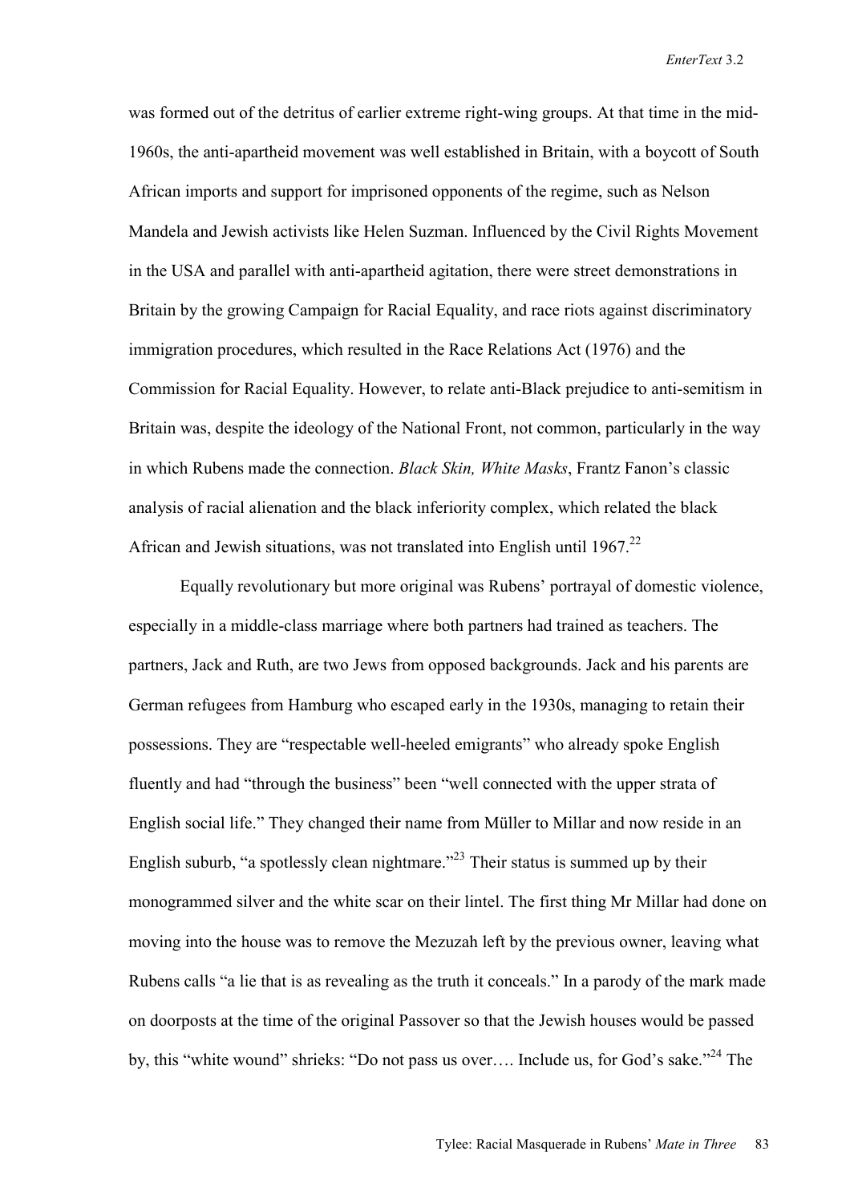was formed out of the detritus of earlier extreme right-wing groups. At that time in the mid-1960s, the anti-apartheid movement was well established in Britain, with a boycott of South African imports and support for imprisoned opponents of the regime, such as Nelson Mandela and Jewish activists like Helen Suzman. Influenced by the Civil Rights Movement in the USA and parallel with anti-apartheid agitation, there were street demonstrations in Britain by the growing Campaign for Racial Equality, and race riots against discriminatory immigration procedures, which resulted in the Race Relations Act (1976) and the Commission for Racial Equality. However, to relate anti-Black prejudice to anti-semitism in Britain was, despite the ideology of the National Front, not common, particularly in the way in which Rubens made the connection. *Black Skin, White Masks*, Frantz Fanon's classic analysis of racial alienation and the black inferiority complex, which related the black African and Jewish situations, was not translated into English until 1967.[22]

Equally revolutionary but more original was Rubens' portrayal of domestic violence, especially in a middle-class marriage where both partners had trained as teachers. The partners, Jack and Ruth, are two Jews from opposed backgrounds. Jack and his parents are German refugees from Hamburg who escaped early in the 1930s, managing to retain their possessions. They are "respectable well-heeled emigrants" who already spoke English fluently and had "through the business" been "well connected with the upper strata of English social life." They changed their name from Müller to Millar and now reside in an English suburb, "a spotlessly clean nightmare."[23] Their status is summed up by their monogrammed silver and the white scar on their lintel. The first thing Mr Millar had done on moving into the house was to remove the Mezuzah left by the previous owner, leaving what Rubens calls "a lie that is as revealing as the truth it conceals." In a parody of the mark made on doorposts at the time of the original Passover so that the Jewish houses would be passed by, this "white wound" shrieks: "Do not pass us over…. Include us, for God's sake."[24] The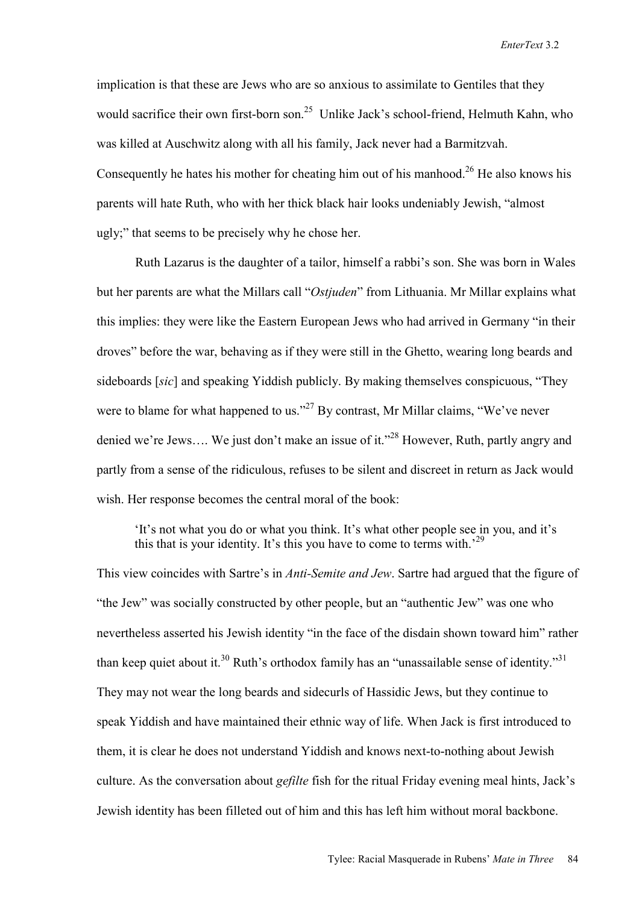implication is that these are Jews who are so anxious to assimilate to Gentiles that they would sacrifice their own first-born son.[25] Unlike Jack's school-friend, Helmuth Kahn, who was killed at Auschwitz along with all his family, Jack never had a Barmitzvah. Consequently he hates his mother for cheating him out of his manhood.[26] He also knows his parents will hate Ruth, who with her thick black hair looks undeniably Jewish, "almost ugly;" that seems to be precisely why he chose her.

Ruth Lazarus is the daughter of a tailor, himself a rabbi's son. She was born in Wales but her parents are what the Millars call "*Ostjuden*" from Lithuania. Mr Millar explains what this implies: they were like the Eastern European Jews who had arrived in Germany "in their droves" before the war, behaving as if they were still in the Ghetto, wearing long beards and sideboards [*sic*] and speaking Yiddish publicly. By making themselves conspicuous, "They were to blame for what happened to us."[27] By contrast, Mr Millar claims, "We've never denied we're Jews…. We just don't make an issue of it."[28] However, Ruth, partly angry and partly from a sense of the ridiculous, refuses to be silent and discreet in return as Jack would wish. Her response becomes the central moral of the book:

> 'It's not what you do or what you think. It's what other people see in you, and it's this that is your identity. It's this you have to come to terms with.'[29]

This view coincides with Sartre's in *Anti-Semite and Jew*. Sartre had argued that the figure of "the Jew" was socially constructed by other people, but an "authentic Jew" was one who nevertheless asserted his Jewish identity "in the face of the disdain shown toward him" rather than keep quiet about it.[30] Ruth's orthodox family has an "unassailable sense of identity."[31] They may not wear the long beards and sidecurls of Hassidic Jews, but they continue to speak Yiddish and have maintained their ethnic way of life. When Jack is first introduced to them, it is clear he does not understand Yiddish and knows next-to-nothing about Jewish culture. As the conversation about *gefilte* fish for the ritual Friday evening meal hints, Jack's Jewish identity has been filleted out of him and this has left him without moral backbone.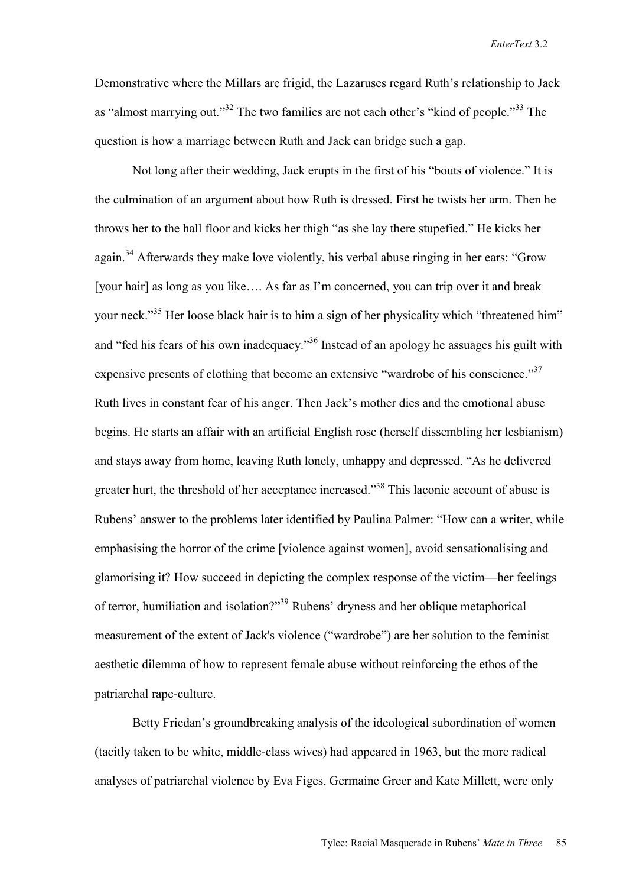Demonstrative where the Millars are frigid, the Lazaruses regard Ruth's relationship to Jack as "almost marrying out."[32] The two families are not each other's "kind of people."[33] The question is how a marriage between Ruth and Jack can bridge such a gap.

Not long after their wedding, Jack erupts in the first of his "bouts of violence." It is the culmination of an argument about how Ruth is dressed. First he twists her arm. Then he throws her to the hall floor and kicks her thigh "as she lay there stupefied." He kicks her again.[34] Afterwards they make love violently, his verbal abuse ringing in her ears: "Grow [your hair] as long as you like…. As far as I'm concerned, you can trip over it and break your neck."[35] Her loose black hair is to him a sign of her physicality which "threatened him" and "fed his fears of his own inadequacy."[36] Instead of an apology he assuages his guilt with expensive presents of clothing that become an extensive "wardrobe of his conscience."[37] Ruth lives in constant fear of his anger. Then Jack's mother dies and the emotional abuse begins. He starts an affair with an artificial English rose (herself dissembling her lesbianism) and stays away from home, leaving Ruth lonely, unhappy and depressed. "As he delivered greater hurt, the threshold of her acceptance increased."[38] This laconic account of abuse is Rubens' answer to the problems later identified by Paulina Palmer: "How can a writer, while emphasising the horror of the crime [violence against women], avoid sensationalising and glamorising it? How succeed in depicting the complex response of the victim—her feelings of terror, humiliation and isolation?"[39] Rubens' dryness and her oblique metaphorical measurement of the extent of Jack's violence ("wardrobe") are her solution to the feminist aesthetic dilemma of how to represent female abuse without reinforcing the ethos of the patriarchal rape-culture.

Betty Friedan's groundbreaking analysis of the ideological subordination of women (tacitly taken to be white, middle-class wives) had appeared in 1963, but the more radical analyses of patriarchal violence by Eva Figes, Germaine Greer and Kate Millett, were only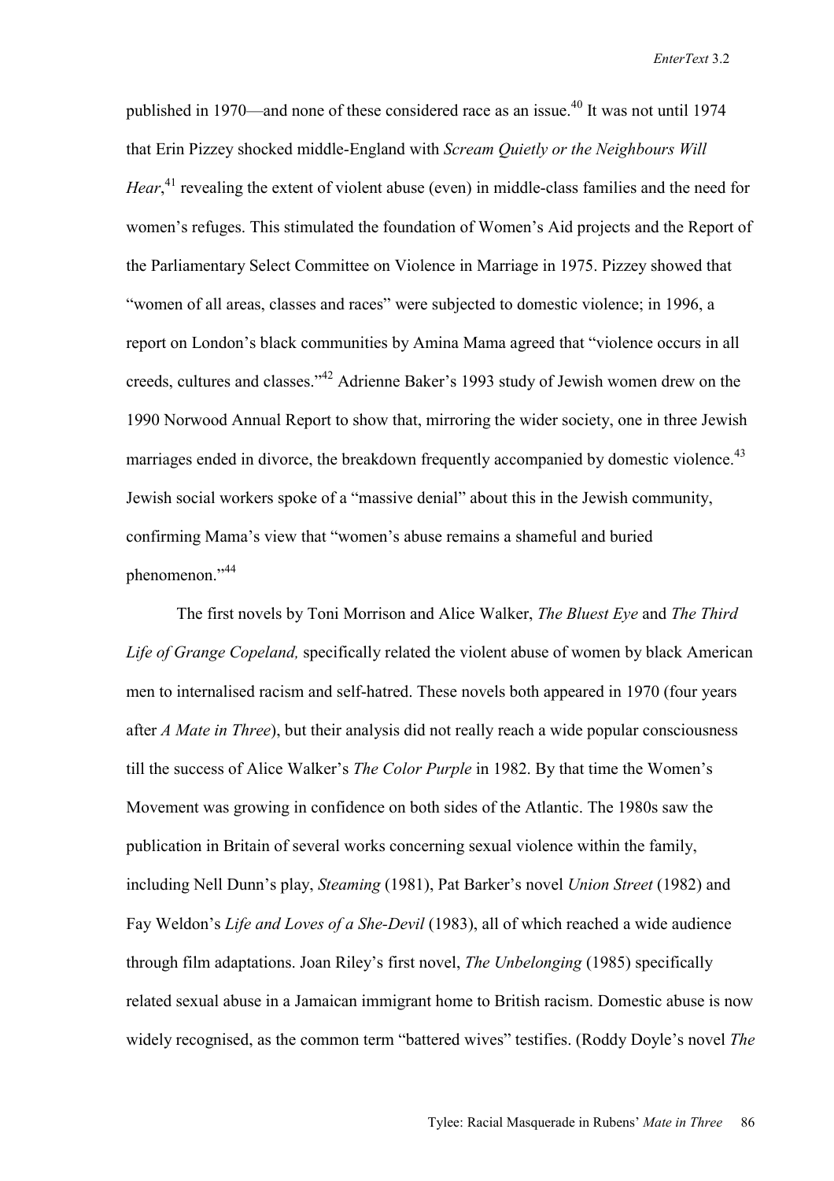published in 1970—and none of these considered race as an issue.[40] It was not until 1974 that Erin Pizzey shocked middle-England with *Scream Quietly or the Neighbours Will Hear*,[41] revealing the extent of violent abuse (even) in middle-class families and the need for women's refuges. This stimulated the foundation of Women's Aid projects and the Report of the Parliamentary Select Committee on Violence in Marriage in 1975. Pizzey showed that "women of all areas, classes and races" were subjected to domestic violence; in 1996, a report on London's black communities by Amina Mama agreed that "violence occurs in all creeds, cultures and classes."[42] Adrienne Baker's 1993 study of Jewish women drew on the 1990 Norwood Annual Report to show that, mirroring the wider society, one in three Jewish marriages ended in divorce, the breakdown frequently accompanied by domestic violence.[43] Jewish social workers spoke of a "massive denial" about this in the Jewish community, confirming Mama's view that "women's abuse remains a shameful and buried phenomenon."[44]

The first novels by Toni Morrison and Alice Walker, *The Bluest Eye* and *The Third Life of Grange Copeland,* specifically related the violent abuse of women by black American men to internalised racism and self-hatred. These novels both appeared in 1970 (four years after *A Mate in Three*), but their analysis did not really reach a wide popular consciousness till the success of Alice Walker's *The Color Purple* in 1982. By that time the Women's Movement was growing in confidence on both sides of the Atlantic. The 1980s saw the publication in Britain of several works concerning sexual violence within the family, including Nell Dunn's play, *Steaming* (1981), Pat Barker's novel *Union Street* (1982) and Fay Weldon's *Life and Loves of a She-Devil* (1983), all of which reached a wide audience through film adaptations. Joan Riley's first novel, *The Unbelonging* (1985) specifically related sexual abuse in a Jamaican immigrant home to British racism. Domestic abuse is now widely recognised, as the common term "battered wives" testifies. (Roddy Doyle's novel *The*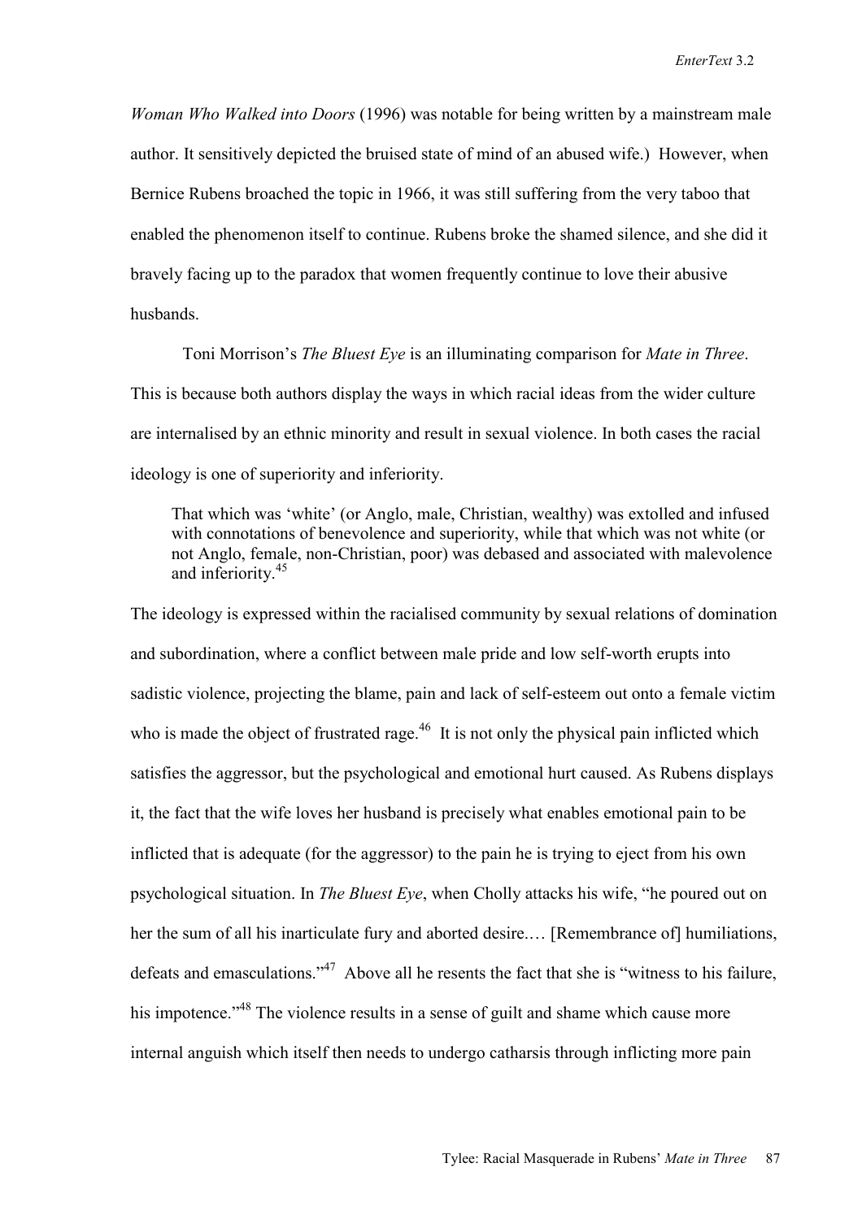*Woman Who Walked into Doors* (1996) was notable for being written by a mainstream male author. It sensitively depicted the bruised state of mind of an abused wife.) However, when Bernice Rubens broached the topic in 1966, it was still suffering from the very taboo that enabled the phenomenon itself to continue. Rubens broke the shamed silence, and she did it bravely facing up to the paradox that women frequently continue to love their abusive husbands.

Toni Morrison's *The Bluest Eye* is an illuminating comparison for *Mate in Three*. This is because both authors display the ways in which racial ideas from the wider culture are internalised by an ethnic minority and result in sexual violence. In both cases the racial ideology is one of superiority and inferiority.

> That which was 'white' (or Anglo, male, Christian, wealthy) was extolled and infused with connotations of benevolence and superiority, while that which was not white (or not Anglo, female, non-Christian, poor) was debased and associated with malevolence and inferiority.[45]

The ideology is expressed within the racialised community by sexual relations of domination and subordination, where a conflict between male pride and low self-worth erupts into sadistic violence, projecting the blame, pain and lack of self-esteem out onto a female victim who is made the object of frustrated rage.[46] It is not only the physical pain inflicted which satisfies the aggressor, but the psychological and emotional hurt caused. As Rubens displays it, the fact that the wife loves her husband is precisely what enables emotional pain to be inflicted that is adequate (for the aggressor) to the pain he is trying to eject from his own psychological situation. In *The Bluest Eye*, when Cholly attacks his wife, "he poured out on her the sum of all his inarticulate fury and aborted desire.… [Remembrance of] humiliations, defeats and emasculations."[47] Above all he resents the fact that she is "witness to his failure, his impotence."[48] The violence results in a sense of guilt and shame which cause more internal anguish which itself then needs to undergo catharsis through inflicting more pain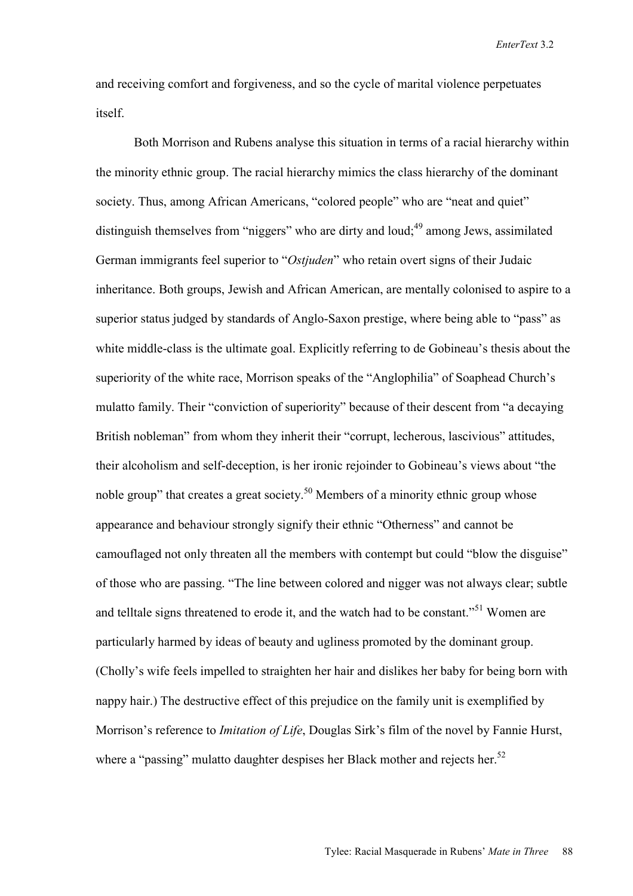and receiving comfort and forgiveness, and so the cycle of marital violence perpetuates itself.

Both Morrison and Rubens analyse this situation in terms of a racial hierarchy within the minority ethnic group. The racial hierarchy mimics the class hierarchy of the dominant society. Thus, among African Americans, "colored people" who are "neat and quiet" distinguish themselves from "niggers" who are dirty and loud;[49] among Jews, assimilated German immigrants feel superior to "*Ostjuden*" who retain overt signs of their Judaic inheritance. Both groups, Jewish and African American, are mentally colonised to aspire to a superior status judged by standards of Anglo-Saxon prestige, where being able to "pass" as white middle-class is the ultimate goal. Explicitly referring to de Gobineau's thesis about the superiority of the white race, Morrison speaks of the "Anglophilia" of Soaphead Church's mulatto family. Their "conviction of superiority" because of their descent from "a decaying British nobleman" from whom they inherit their "corrupt, lecherous, lascivious" attitudes, their alcoholism and self-deception, is her ironic rejoinder to Gobineau's views about "the noble group" that creates a great society.[50] Members of a minority ethnic group whose appearance and behaviour strongly signify their ethnic "Otherness" and cannot be camouflaged not only threaten all the members with contempt but could "blow the disguise" of those who are passing. "The line between colored and nigger was not always clear; subtle and telltale signs threatened to erode it, and the watch had to be constant."[51] Women are particularly harmed by ideas of beauty and ugliness promoted by the dominant group. (Cholly's wife feels impelled to straighten her hair and dislikes her baby for being born with nappy hair.) The destructive effect of this prejudice on the family unit is exemplified by Morrison's reference to *Imitation of Life*, Douglas Sirk's film of the novel by Fannie Hurst, where a "passing" mulatto daughter despises her Black mother and rejects her.[52]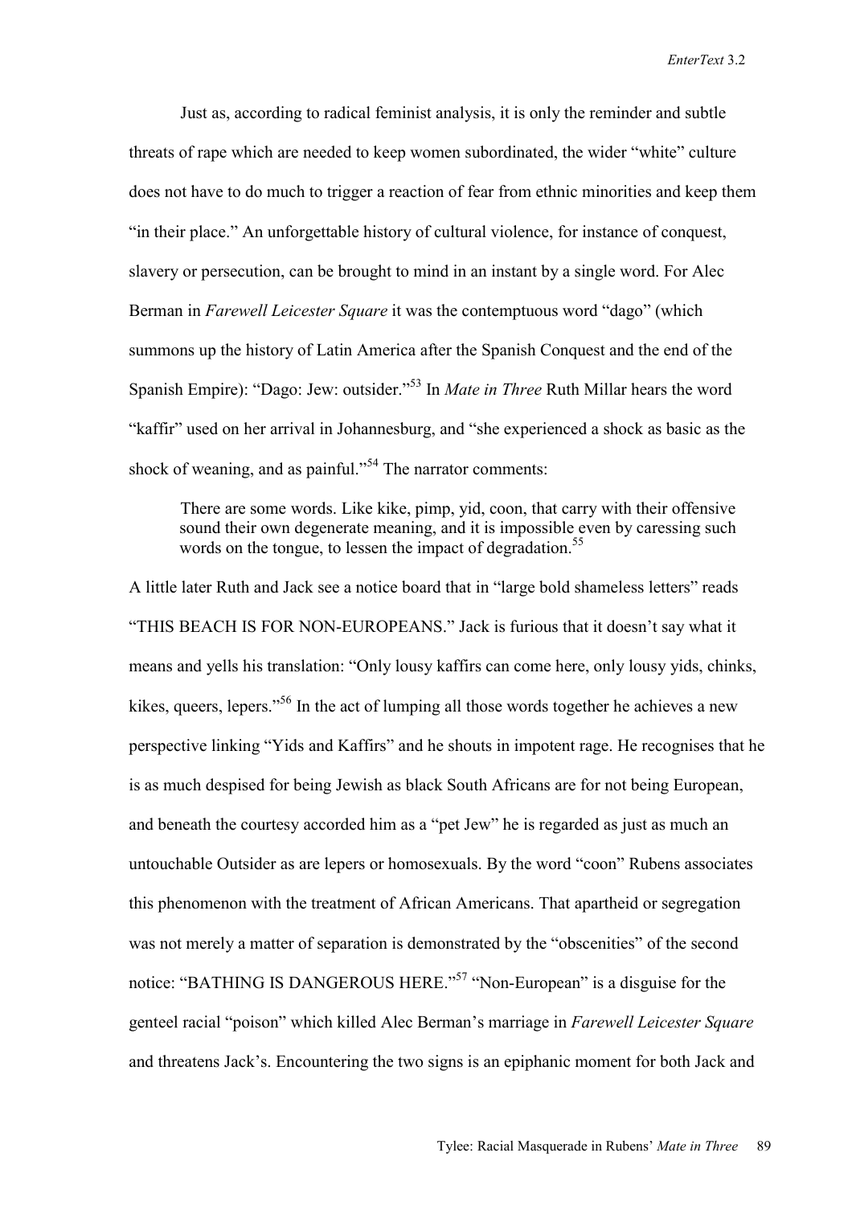Just as, according to radical feminist analysis, it is only the reminder and subtle threats of rape which are needed to keep women subordinated, the wider "white" culture does not have to do much to trigger a reaction of fear from ethnic minorities and keep them "in their place." An unforgettable history of cultural violence, for instance of conquest, slavery or persecution, can be brought to mind in an instant by a single word. For Alec Berman in *Farewell Leicester Square* it was the contemptuous word "dago" (which summons up the history of Latin America after the Spanish Conquest and the end of the Spanish Empire): "Dago: Jew: outsider."[53] In *Mate in Three* Ruth Millar hears the word "kaffir" used on her arrival in Johannesburg, and "she experienced a shock as basic as the shock of weaning, and as painful."[54] The narrator comments:

> There are some words. Like kike, pimp, yid, coon, that carry with their offensive sound their own degenerate meaning, and it is impossible even by caressing such words on the tongue, to lessen the impact of degradation.[55]

A little later Ruth and Jack see a notice board that in "large bold shameless letters" reads "THIS BEACH IS FOR NON-EUROPEANS." Jack is furious that it doesn't say what it means and yells his translation: "Only lousy kaffirs can come here, only lousy yids, chinks, kikes, queers, lepers."[56] In the act of lumping all those words together he achieves a new perspective linking "Yids and Kaffirs" and he shouts in impotent rage. He recognises that he is as much despised for being Jewish as black South Africans are for not being European, and beneath the courtesy accorded him as a "pet Jew" he is regarded as just as much an untouchable Outsider as are lepers or homosexuals. By the word "coon" Rubens associates this phenomenon with the treatment of African Americans. That apartheid or segregation was not merely a matter of separation is demonstrated by the "obscenities" of the second notice: "BATHING IS DANGEROUS HERE."[57] "Non-European" is a disguise for the genteel racial "poison" which killed Alec Berman's marriage in *Farewell Leicester Square* and threatens Jack's. Encountering the two signs is an epiphanic moment for both Jack and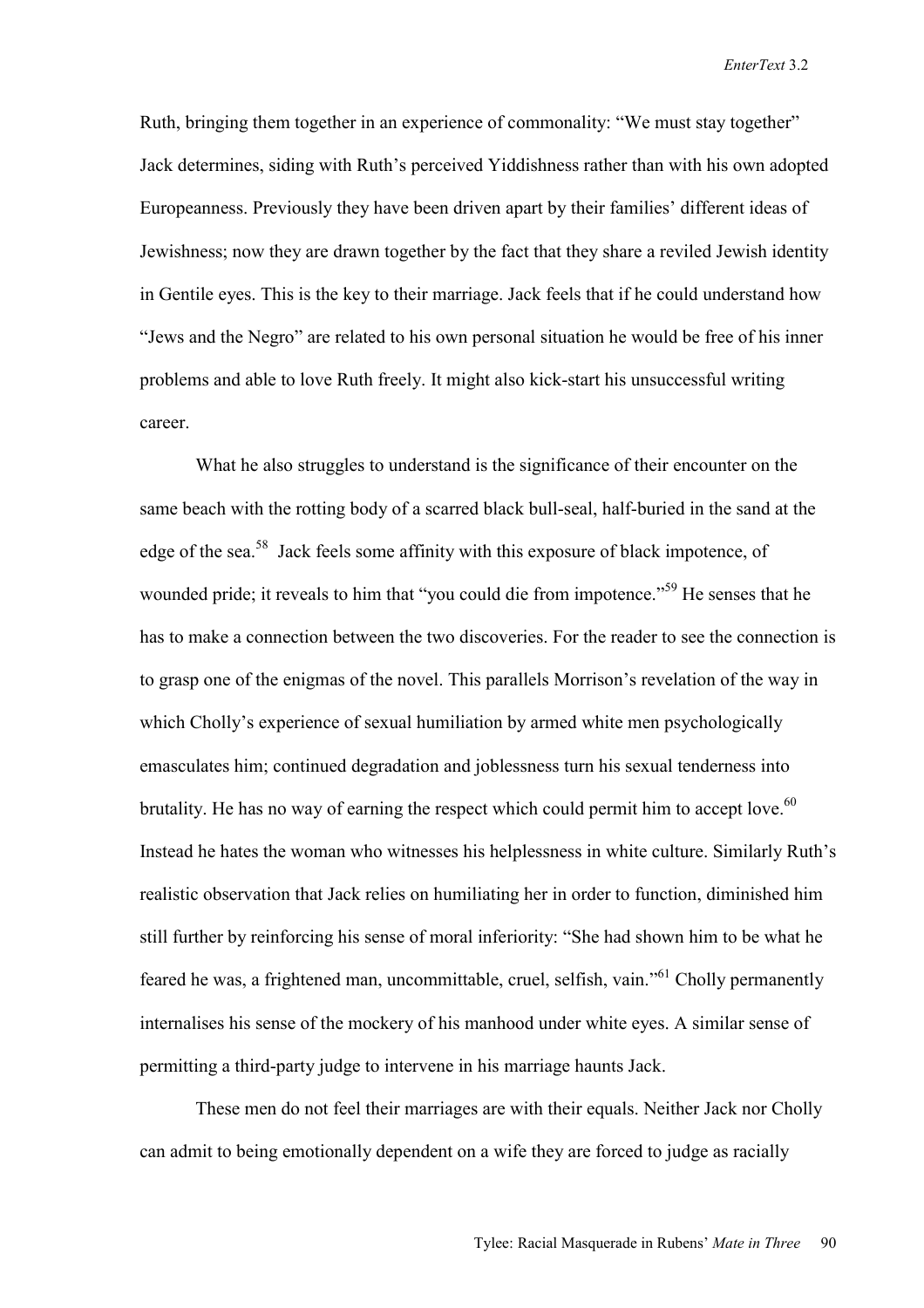Ruth, bringing them together in an experience of commonality: "We must stay together" Jack determines, siding with Ruth's perceived Yiddishness rather than with his own adopted Europeanness. Previously they have been driven apart by their families' different ideas of Jewishness; now they are drawn together by the fact that they share a reviled Jewish identity in Gentile eyes. This is the key to their marriage. Jack feels that if he could understand how "Jews and the Negro" are related to his own personal situation he would be free of his inner problems and able to love Ruth freely. It might also kick-start his unsuccessful writing career.

What he also struggles to understand is the significance of their encounter on the same beach with the rotting body of a scarred black bull-seal, half-buried in the sand at the edge of the sea.[58] Jack feels some affinity with this exposure of black impotence, of wounded pride; it reveals to him that "you could die from impotence."[59] He senses that he has to make a connection between the two discoveries. For the reader to see the connection is to grasp one of the enigmas of the novel. This parallels Morrison's revelation of the way in which Cholly's experience of sexual humiliation by armed white men psychologically emasculates him; continued degradation and joblessness turn his sexual tenderness into brutality. He has no way of earning the respect which could permit him to accept love.[60] Instead he hates the woman who witnesses his helplessness in white culture. Similarly Ruth's realistic observation that Jack relies on humiliating her in order to function, diminished him still further by reinforcing his sense of moral inferiority: "She had shown him to be what he feared he was, a frightened man, uncommittable, cruel, selfish, vain."[61] Cholly permanently internalises his sense of the mockery of his manhood under white eyes. A similar sense of permitting a third-party judge to intervene in his marriage haunts Jack.

These men do not feel their marriages are with their equals. Neither Jack nor Cholly can admit to being emotionally dependent on a wife they are forced to judge as racially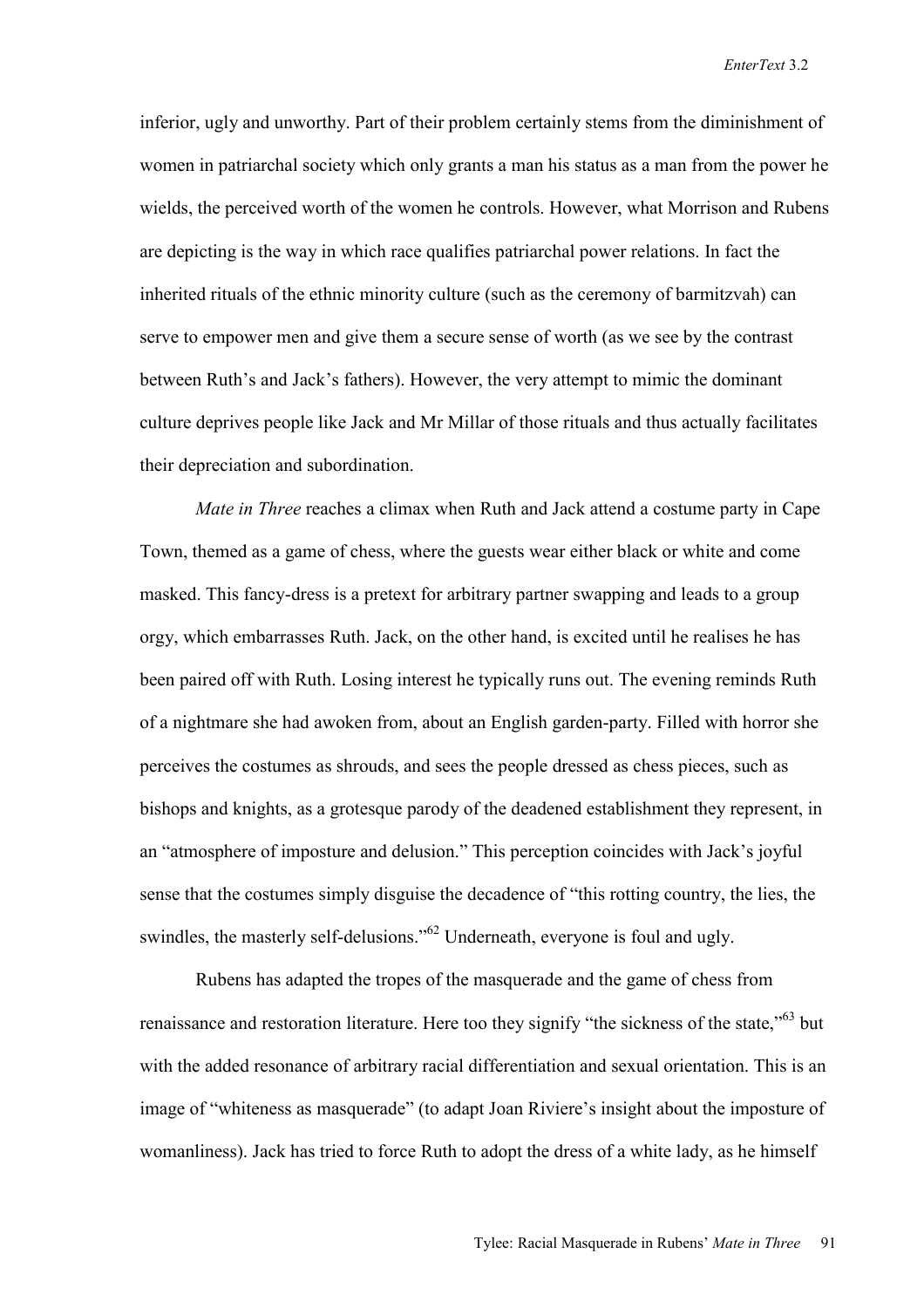inferior, ugly and unworthy. Part of their problem certainly stems from the diminishment of women in patriarchal society which only grants a man his status as a man from the power he wields, the perceived worth of the women he controls. However, what Morrison and Rubens are depicting is the way in which race qualifies patriarchal power relations. In fact the inherited rituals of the ethnic minority culture (such as the ceremony of barmitzvah) can serve to empower men and give them a secure sense of worth (as we see by the contrast between Ruth's and Jack's fathers). However, the very attempt to mimic the dominant culture deprives people like Jack and Mr Millar of those rituals and thus actually facilitates their depreciation and subordination.

*Mate in Three* reaches a climax when Ruth and Jack attend a costume party in Cape Town, themed as a game of chess, where the guests wear either black or white and come masked. This fancy-dress is a pretext for arbitrary partner swapping and leads to a group orgy, which embarrasses Ruth. Jack, on the other hand, is excited until he realises he has been paired off with Ruth. Losing interest he typically runs out. The evening reminds Ruth of a nightmare she had awoken from, about an English garden-party. Filled with horror she perceives the costumes as shrouds, and sees the people dressed as chess pieces, such as bishops and knights, as a grotesque parody of the deadened establishment they represent, in an "atmosphere of imposture and delusion." This perception coincides with Jack's joyful sense that the costumes simply disguise the decadence of "this rotting country, the lies, the swindles, the masterly self-delusions."[62] Underneath, everyone is foul and ugly.

Rubens has adapted the tropes of the masquerade and the game of chess from renaissance and restoration literature. Here too they signify "the sickness of the state,"[63] but with the added resonance of arbitrary racial differentiation and sexual orientation. This is an image of "whiteness as masquerade" (to adapt Joan Riviere's insight about the imposture of womanliness). Jack has tried to force Ruth to adopt the dress of a white lady, as he himself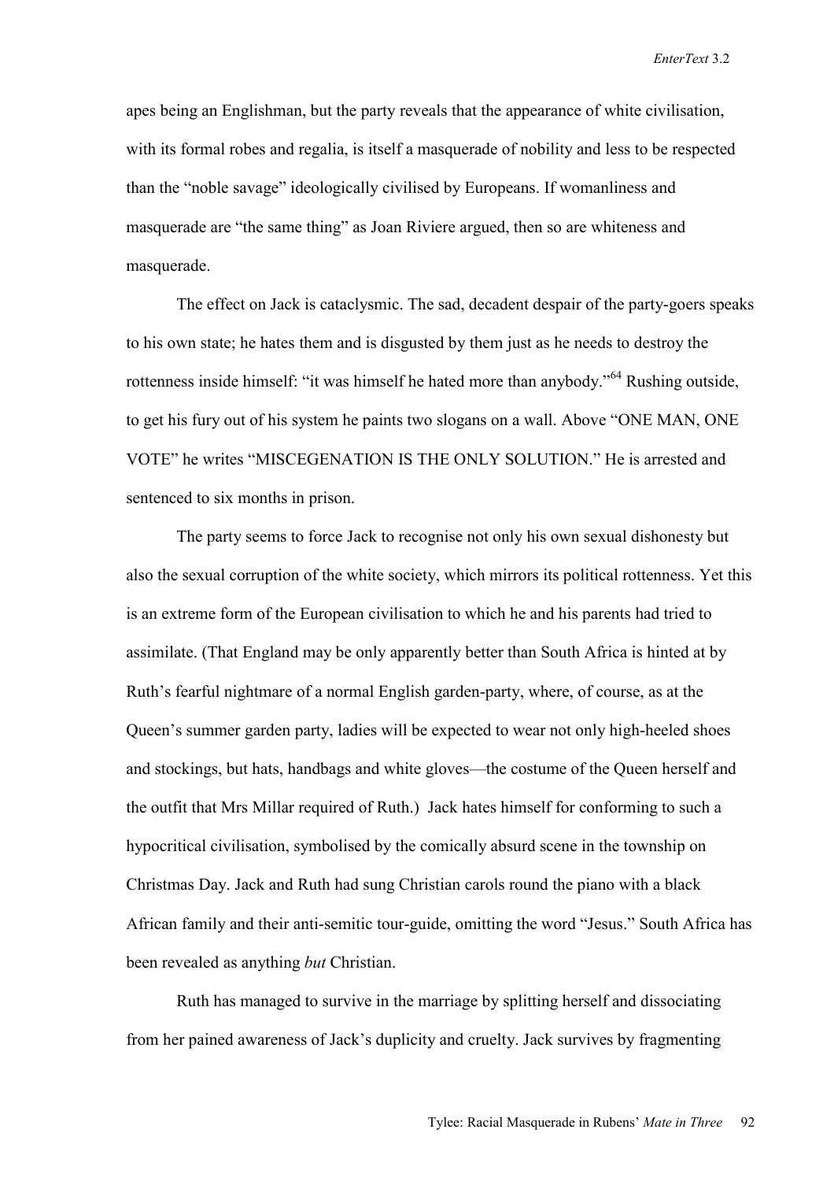apes being an Englishman, but the party reveals that the appearance of white civilisation, with its formal robes and regalia, is itself a masquerade of nobility and less to be respected than the "noble savage" ideologically civilised by Europeans. If womanliness and masquerade are "the same thing" as Joan Riviere argued, then so are whiteness and masquerade.

The effect on Jack is cataclysmic. The sad, decadent despair of the party-goers speaks to his own state; he hates them and is disgusted by them just as he needs to destroy the rottenness inside himself: "it was himself he hated more than anybody."[64] Rushing outside, to get his fury out of his system he paints two slogans on a wall. Above "ONE MAN, ONE VOTE" he writes "MISCEGENATION IS THE ONLY SOLUTION." He is arrested and sentenced to six months in prison.

The party seems to force Jack to recognise not only his own sexual dishonesty but also the sexual corruption of the white society, which mirrors its political rottenness. Yet this is an extreme form of the European civilisation to which he and his parents had tried to assimilate. (That England may be only apparently better than South Africa is hinted at by Ruth's fearful nightmare of a normal English garden-party, where, of course, as at the Queen's summer garden party, ladies will be expected to wear not only high-heeled shoes and stockings, but hats, handbags and white gloves—the costume of the Queen herself and the outfit that Mrs Millar required of Ruth.) Jack hates himself for conforming to such a hypocritical civilisation, symbolised by the comically absurd scene in the township on Christmas Day. Jack and Ruth had sung Christian carols round the piano with a black African family and their anti-semitic tour-guide, omitting the word "Jesus." South Africa has been revealed as anything *but* Christian.

Ruth has managed to survive in the marriage by splitting herself and dissociating from her pained awareness of Jack's duplicity and cruelty. Jack survives by fragmenting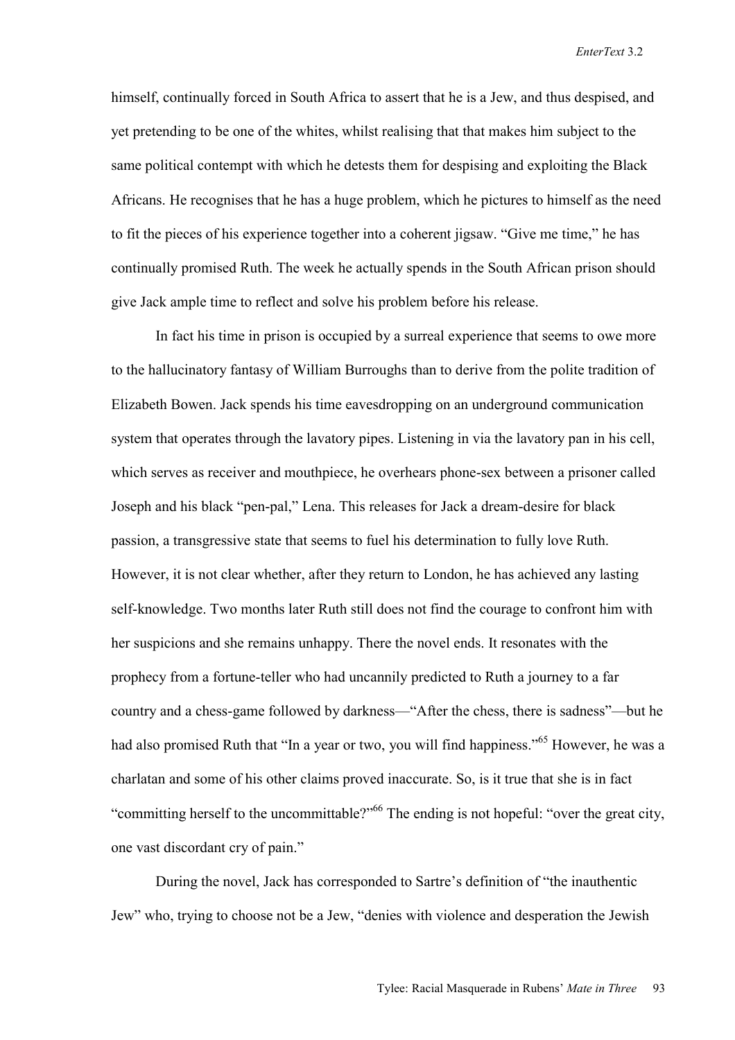himself, continually forced in South Africa to assert that he is a Jew, and thus despised, and yet pretending to be one of the whites, whilst realising that that makes him subject to the same political contempt with which he detests them for despising and exploiting the Black Africans. He recognises that he has a huge problem, which he pictures to himself as the need to fit the pieces of his experience together into a coherent jigsaw. "Give me time," he has continually promised Ruth. The week he actually spends in the South African prison should give Jack ample time to reflect and solve his problem before his release.

In fact his time in prison is occupied by a surreal experience that seems to owe more to the hallucinatory fantasy of William Burroughs than to derive from the polite tradition of Elizabeth Bowen. Jack spends his time eavesdropping on an underground communication system that operates through the lavatory pipes. Listening in via the lavatory pan in his cell, which serves as receiver and mouthpiece, he overhears phone-sex between a prisoner called Joseph and his black "pen-pal," Lena. This releases for Jack a dream-desire for black passion, a transgressive state that seems to fuel his determination to fully love Ruth. However, it is not clear whether, after they return to London, he has achieved any lasting self-knowledge. Two months later Ruth still does not find the courage to confront him with her suspicions and she remains unhappy. There the novel ends. It resonates with the prophecy from a fortune-teller who had uncannily predicted to Ruth a journey to a far country and a chess-game followed by darkness—"After the chess, there is sadness"—but he had also promised Ruth that "In a year or two, you will find happiness."[65] However, he was a charlatan and some of his other claims proved inaccurate. So, is it true that she is in fact "committing herself to the uncommittable?"[66] The ending is not hopeful: "over the great city, one vast discordant cry of pain."

During the novel, Jack has corresponded to Sartre's definition of "the inauthentic Jew" who, trying to choose not be a Jew, "denies with violence and desperation the Jewish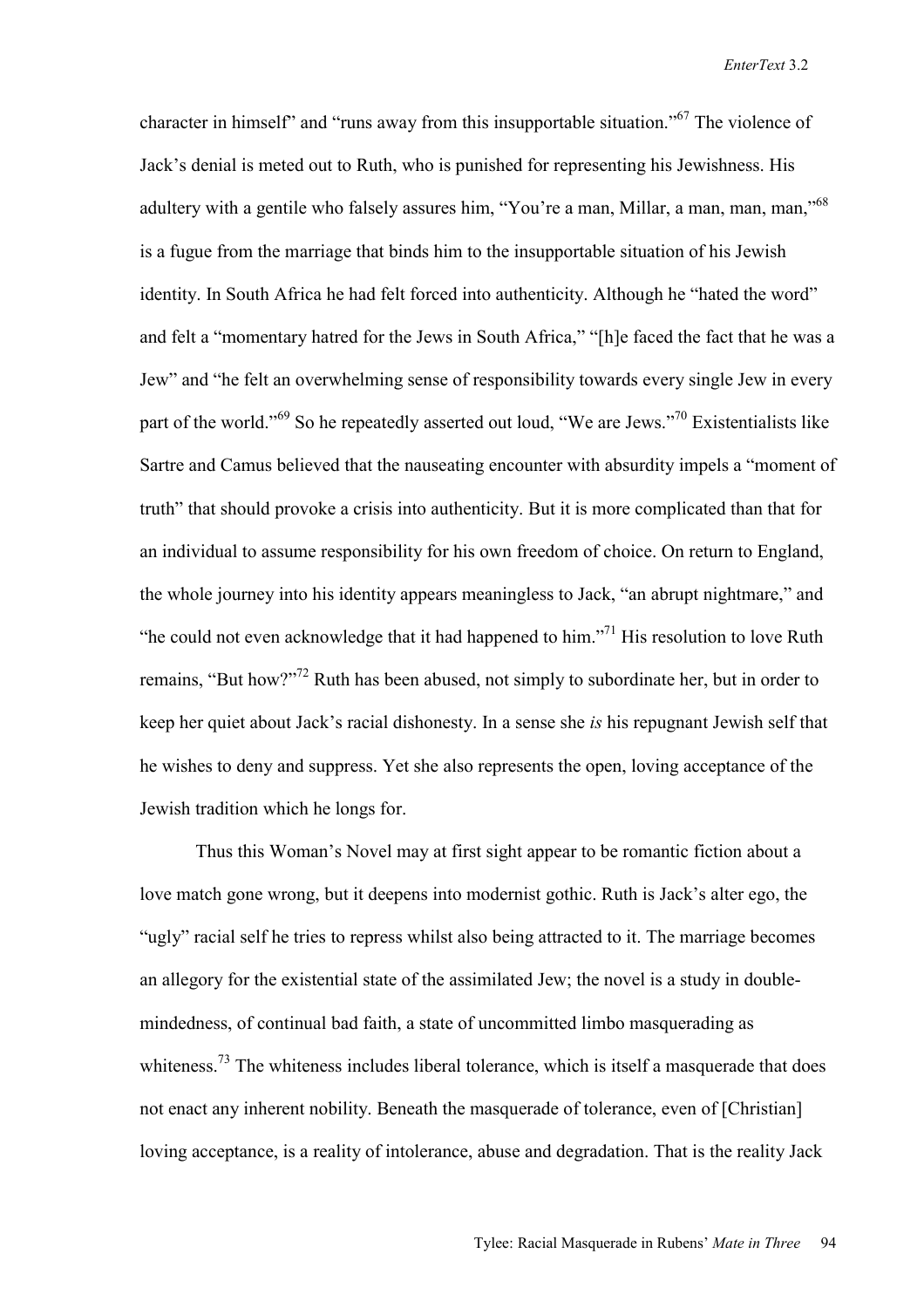character in himself" and "runs away from this insupportable situation."[67] The violence of Jack's denial is meted out to Ruth, who is punished for representing his Jewishness. His adultery with a gentile who falsely assures him, "You're a man, Millar, a man, man, man,"[68] is a fugue from the marriage that binds him to the insupportable situation of his Jewish identity. In South Africa he had felt forced into authenticity. Although he "hated the word" and felt a "momentary hatred for the Jews in South Africa," "[h]e faced the fact that he was a Jew" and "he felt an overwhelming sense of responsibility towards every single Jew in every part of the world."[69] So he repeatedly asserted out loud, "We are Jews."[70] Existentialists like Sartre and Camus believed that the nauseating encounter with absurdity impels a "moment of truth" that should provoke a crisis into authenticity. But it is more complicated than that for an individual to assume responsibility for his own freedom of choice. On return to England, the whole journey into his identity appears meaningless to Jack, "an abrupt nightmare," and "he could not even acknowledge that it had happened to him."[71] His resolution to love Ruth remains, "But how?"[72] Ruth has been abused, not simply to subordinate her, but in order to keep her quiet about Jack's racial dishonesty. In a sense she *is* his repugnant Jewish self that he wishes to deny and suppress. Yet she also represents the open, loving acceptance of the Jewish tradition which he longs for.

Thus this Woman's Novel may at first sight appear to be romantic fiction about a love match gone wrong, but it deepens into modernist gothic. Ruth is Jack's alter ego, the "ugly" racial self he tries to repress whilst also being attracted to it. The marriage becomes an allegory for the existential state of the assimilated Jew; the novel is a study in double-mindedness, of continual bad faith, a state of uncommitted limbo masquerading as whiteness.[73] The whiteness includes liberal tolerance, which is itself a masquerade that does not enact any inherent nobility. Beneath the masquerade of tolerance, even of [Christian] loving acceptance, is a reality of intolerance, abuse and degradation. That is the reality Jack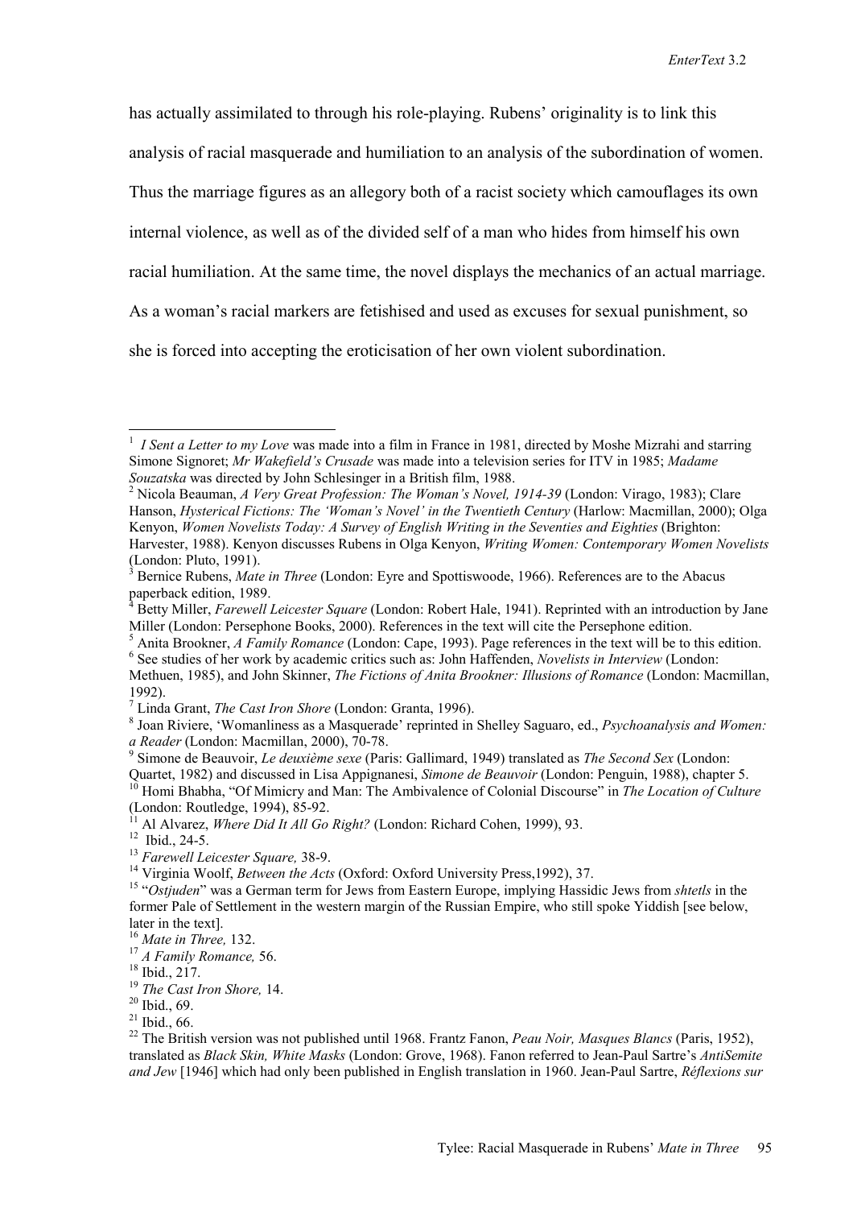has actually assimilated to through his role-playing. Rubens' originality is to link this analysis of racial masquerade and humiliation to an analysis of the subordination of women. Thus the marriage figures as an allegory both of a racist society which camouflages its own internal violence, as well as of the divided self of a man who hides from himself his own racial humiliation. At the same time, the novel displays the mechanics of an actual marriage. As a woman's racial markers are fetishised and used as excuses for sexual punishment, so she is forced into accepting the eroticisation of her own violent subordination.

---

[1] *I Sent a Letter to my Love* was made into a film in France in 1981, directed by Moshe Mizrahi and starring Simone Signoret; *Mr Wakefield's Crusade* was made into a television series for ITV in 1985; *Madame Souzatska* was directed by John Schlesinger in a British film, 1988.

[2] Nicola Beauman, *A Very Great Profession: The Woman's Novel, 1914-39* (London: Virago, 1983); Clare Hanson, *Hysterical Fictions: The 'Woman's Novel' in the Twentieth Century* (Harlow: Macmillan, 2000); Olga Kenyon, *Women Novelists Today: A Survey of English Writing in the Seventies and Eighties* (Brighton: Harvester, 1988). Kenyon discusses Rubens in Olga Kenyon, *Writing Women: Contemporary Women Novelists* (London: Pluto, 1991).

[3] Bernice Rubens, *Mate in Three* (London: Eyre and Spottiswoode, 1966). References are to the Abacus paperback edition, 1989.

[4] Betty Miller, *Farewell Leicester Square* (London: Robert Hale, 1941). Reprinted with an introduction by Jane Miller (London: Persephone Books, 2000). References in the text will cite the Persephone edition.

[5] Anita Brookner, *A Family Romance* (London: Cape, 1993). Page references in the text will be to this edition.

[6] See studies of her work by academic critics such as: John Haffenden, *Novelists in Interview* (London: Methuen, 1985), and John Skinner, *The Fictions of Anita Brookner: Illusions of Romance* (London: Macmillan, 1992).

[7] Linda Grant, *The Cast Iron Shore* (London: Granta, 1996).

[8] Joan Riviere, 'Womanliness as a Masquerade' reprinted in Shelley Saguaro, ed., *Psychoanalysis and Women: a Reader* (London: Macmillan, 2000), 70-78.

[9] Simone de Beauvoir, *Le deuxième sexe* (Paris: Gallimard, 1949) translated as *The Second Sex* (London: Quartet, 1982) and discussed in Lisa Appignanesi, *Simone de Beauvoir* (London: Penguin, 1988), chapter 5.

[10] Homi Bhabha, "Of Mimicry and Man: The Ambivalence of Colonial Discourse" in *The Location of Culture* (London: Routledge, 1994), 85-92.

[11] Al Alvarez, *Where Did It All Go Right?* (London: Richard Cohen, 1999), 93.

[12] Ibid., 24-5.

[13] *Farewell Leicester Square,* 38-9.

[14] Virginia Woolf, *Between the Acts* (Oxford: Oxford University Press,1992), 37.

[15] "*Ostjuden*" was a German term for Jews from Eastern Europe, implying Hassidic Jews from *shtetls* in the former Pale of Settlement in the western margin of the Russian Empire, who still spoke Yiddish [see below, later in the text].

[16] *Mate in Three,* 132.

[17] *A Family Romance,* 56.

[18] Ibid., 217.

[19] *The Cast Iron Shore,* 14.

[20] Ibid., 69.

[21] Ibid., 66.

[22] The British version was not published until 1968. Frantz Fanon, *Peau Noir, Masques Blancs* (Paris, 1952), translated as *Black Skin, White Masks* (London: Grove, 1968). Fanon referred to Jean-Paul Sartre's *AntiSemite and Jew* [1946] which had only been published in English translation in 1960. Jean-Paul Sartre, *Réflexions sur*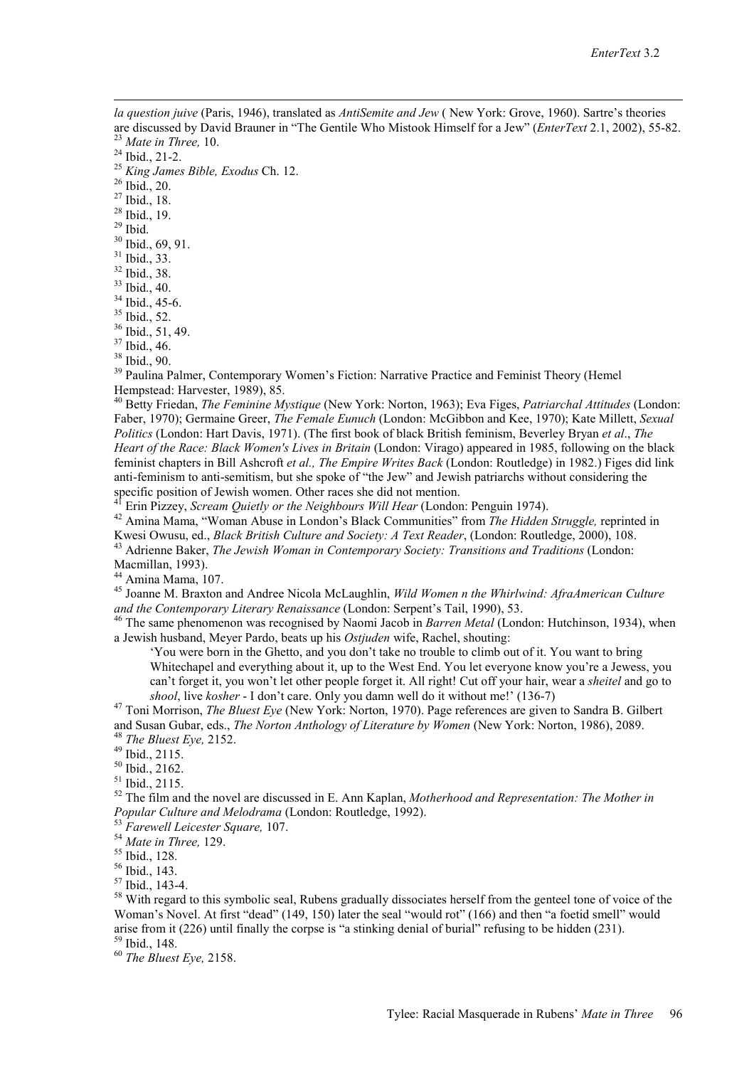*la question juive* (Paris, 1946), translated as *AntiSemite and Jew* ( New York: Grove, 1960). Sartre's theories are discussed by David Brauner in "The Gentile Who Mistook Himself for a Jew" (*EnterText* 2.1, 2002), 55-82.

[23] *Mate in Three,* 10.

[24] Ibid., 21-2.

[25] *King James Bible, Exodus* Ch. 12.

[26] Ibid., 20.

[27] Ibid., 18.

[28] Ibid., 19.

[29] Ibid.

[30] Ibid., 69, 91.

[31] Ibid., 33.

[32] Ibid., 38.

[33] Ibid., 40.

[34] Ibid., 45-6.

[35] Ibid., 52.

[36] Ibid., 51, 49.

[37] Ibid., 46.

[38] Ibid., 90.

[39] Paulina Palmer, Contemporary Women's Fiction: Narrative Practice and Feminist Theory (Hemel Hempstead: Harvester, 1989), 85.

[40] Betty Friedan, *The Feminine Mystique* (New York: Norton, 1963); Eva Figes, *Patriarchal Attitudes* (London: Faber, 1970); Germaine Greer, *The Female Eunuch* (London: McGibbon and Kee, 1970); Kate Millett, *Sexual Politics* (London: Hart Davis, 1971). (The first book of black British feminism, Beverley Bryan *et al*., *The Heart of the Race: Black Women's Lives in Britain* (London: Virago) appeared in 1985, following on the black feminist chapters in Bill Ashcroft *et al., The Empire Writes Back* (London: Routledge) in 1982.) Figes did link anti-feminism to anti-semitism, but she spoke of "the Jew" and Jewish patriarchs without considering the specific position of Jewish women. Other races she did not mention.

[41] Erin Pizzey, *Scream Quietly or the Neighbours Will Hear* (London: Penguin 1974).

[42] Amina Mama, "Woman Abuse in London's Black Communities" from *The Hidden Struggle,* reprinted in Kwesi Owusu, ed., *Black British Culture and Society: A Text Reader*, (London: Routledge, 2000), 108.

[43] Adrienne Baker, *The Jewish Woman in Contemporary Society: Transitions and Traditions* (London: Macmillan, 1993).

[44] Amina Mama, 107.

[45] Joanne M. Braxton and Andree Nicola McLaughlin, *Wild Women n the Whirlwind: AfraAmerican Culture and the Contemporary Literary Renaissance* (London: Serpent's Tail, 1990), 53.

[46] The same phenomenon was recognised by Naomi Jacob in *Barren Metal* (London: Hutchinson, 1934), when a Jewish husband, Meyer Pardo, beats up his *Ostjuden* wife, Rachel, shouting:

> 'You were born in the Ghetto, and you don't take no trouble to climb out of it. You want to bring Whitechapel and everything about it, up to the West End. You let everyone know you're a Jewess, you can't forget it, you won't let other people forget it. All right! Cut off your hair, wear a *sheitel* and go to *shool*, live *kosher* - I don't care. Only you damn well do it without me!' (136-7)

[47] Toni Morrison, *The Bluest Eye* (New York: Norton, 1970). Page references are given to Sandra B. Gilbert and Susan Gubar, eds., *The Norton Anthology of Literature by Women* (New York: Norton, 1986), 2089.

[48] *The Bluest Eye,* 2152.

[49] Ibid., 2115.

[50] Ibid., 2162.

[51] Ibid., 2115.

[52] The film and the novel are discussed in E. Ann Kaplan, *Motherhood and Representation: The Mother in Popular Culture and Melodrama* (London: Routledge, 1992).

[53] *Farewell Leicester Square,* 107.

[54] *Mate in Three,* 129.

[55] Ibid., 128.

[56] Ibid., 143.

[57] Ibid., 143-4.

[58] With regard to this symbolic seal, Rubens gradually dissociates herself from the genteel tone of voice of the Woman's Novel. At first "dead" (149, 150) later the seal "would rot" (166) and then "a foetid smell" would arise from it (226) until finally the corpse is "a stinking denial of burial" refusing to be hidden (231).

[59] Ibid., 148.

[60] *The Bluest Eye,* 2158.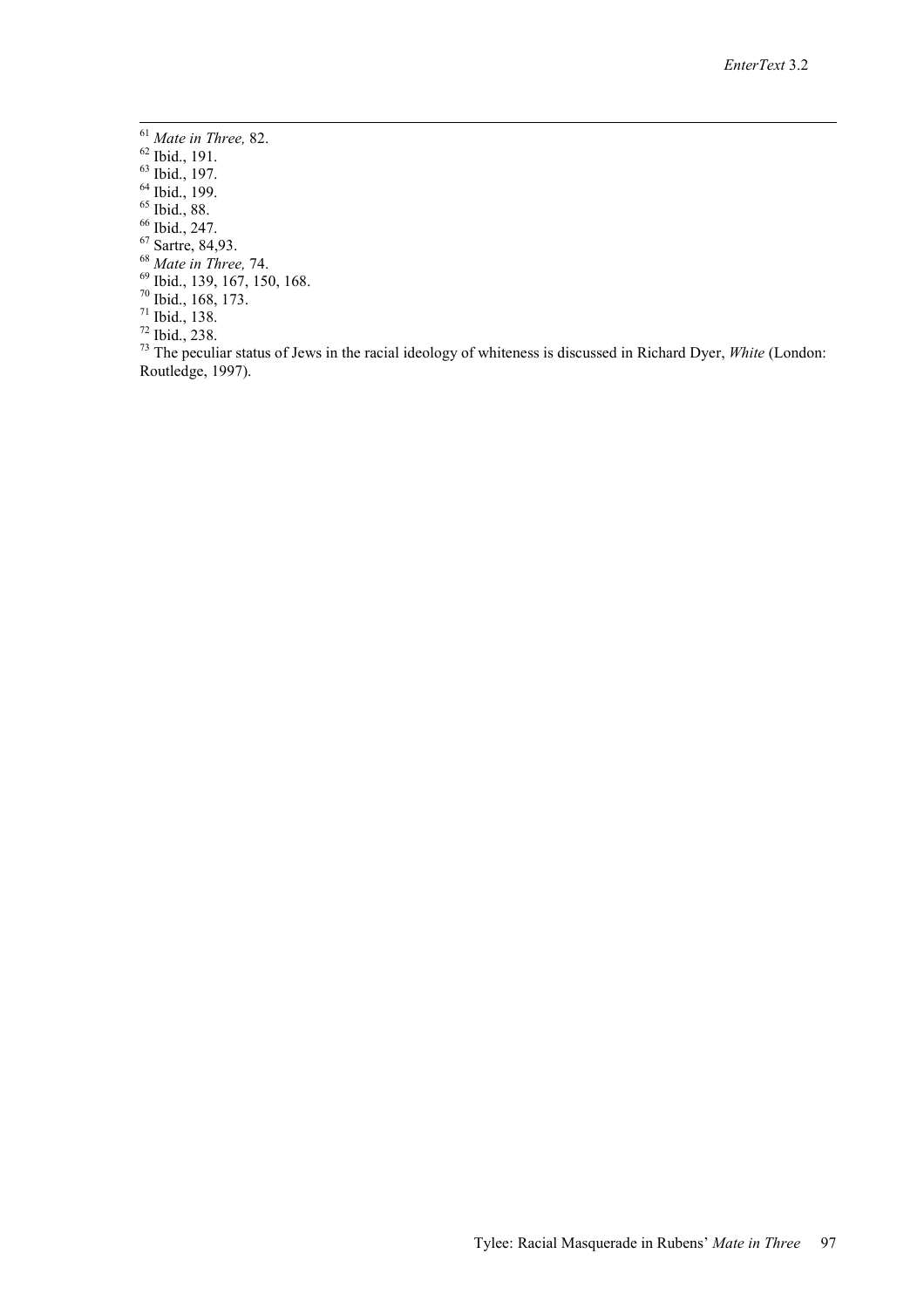[61] *Mate in Three,* 82.

[62] Ibid., 191.

[63] Ibid., 197.

[64] Ibid., 199.

[65] Ibid., 88.

[66] Ibid., 247.

[67] Sartre, 84,93.

[68] *Mate in Three,* 74.

[69] Ibid., 139, 167, 150, 168.

[70] Ibid., 168, 173.

[71] Ibid., 138.

[72] Ibid., 238.

[73] The peculiar status of Jews in the racial ideology of whiteness is discussed in Richard Dyer, *White* (London: Routledge, 1997).